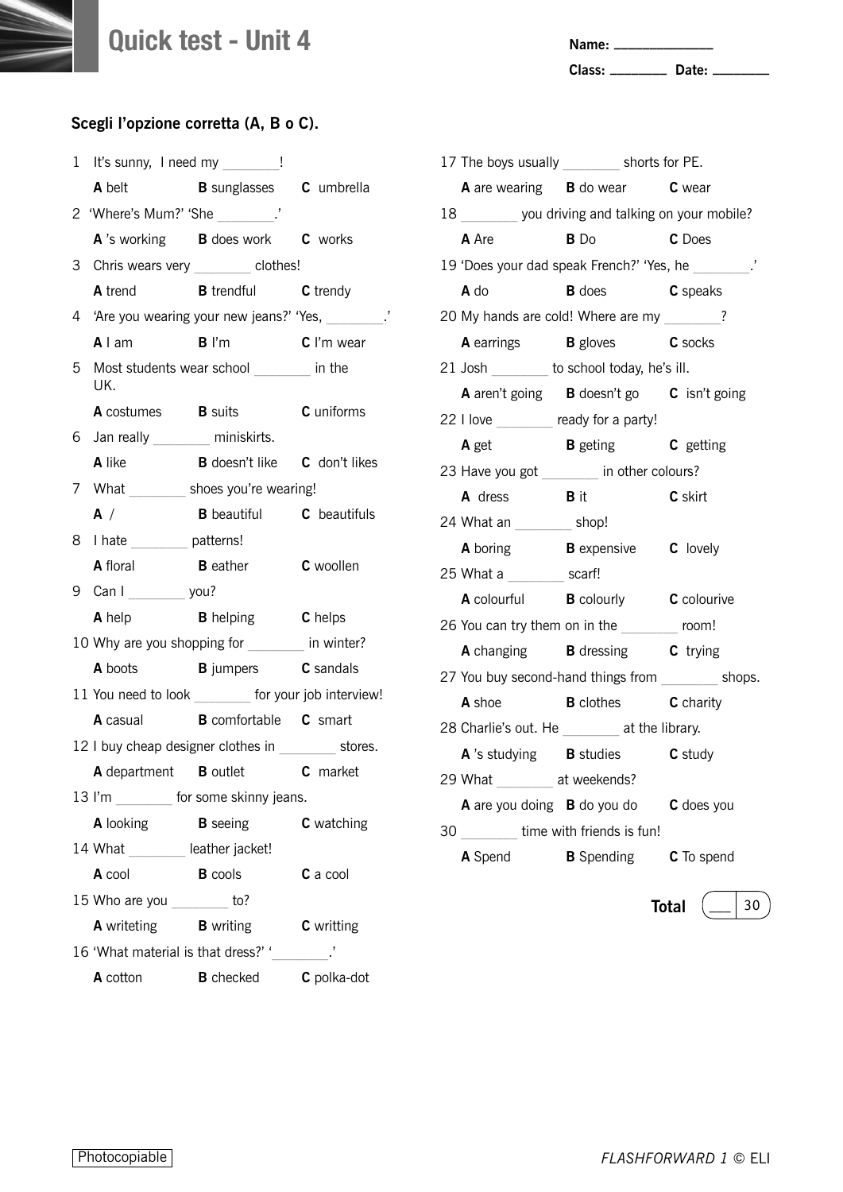# Quick test - Unit 4

Name: _______________

Class: _________ Date: _________

**Scegli l'opzione corretta (A, B o C).**

1 It's sunny, I need my ________!
**A** belt **B** sunglasses **C** umbrella

2 'Where's Mum?' 'She ________.'
**A** 's working **B** does work **C** works

3 Chris wears very ________ clothes!
**A** trend **B** trendful **C** trendy

4 'Are you wearing your new jeans?' 'Yes, ________.'
**A** I am **B** I'm **C** I'm wear

5 Most students wear school ________ in the UK.
**A** costumes **B** suits **C** uniforms

6 Jan really ________ miniskirts.
**A** like **B** doesn't like **C** don't likes

7 What ________ shoes you're wearing!
**A** / **B** beautiful **C** beautifuls

8 I hate ________ patterns!
**A** floral **B** eather **C** woollen

9 Can I ________ you?
**A** help **B** helping **C** helps

10 Why are you shopping for ________ in winter?
**A** boots **B** jumpers **C** sandals

11 You need to look ________ for your job interview!
**A** casual **B** comfortable **C** smart

12 I buy cheap designer clothes in ________ stores.
**A** department **B** outlet **C** market

13 I'm ________ for some skinny jeans.
**A** looking **B** seeing **C** watching

14 What ________ leather jacket!
**A** cool **B** cools **C** a cool

15 Who are you ________ to?
**A** writeting **B** writing **C** writting

16 'What material is that dress?' '________.'
**A** cotton **B** checked **C** polka-dot

17 The boys usually ________ shorts for PE.
**A** are wearing **B** do wear **C** wear

18 ________ you driving and talking on your mobile?
**A** Are **B** Do **C** Does

19 'Does your dad speak French?' 'Yes, he ________.'
**A** do **B** does **C** speaks

20 My hands are cold! Where are my ________?
**A** earrings **B** gloves **C** socks

21 Josh ________ to school today, he's ill.
**A** aren't going **B** doesn't go **C** isn't going

22 I love ________ ready for a party!
**A** get **B** geting **C** getting

23 Have you got ________ in other colours?
**A** dress **B** it **C** skirt

24 What an ________ shop!
**A** boring **B** expensive **C** lovely

25 What a ________ scarf!
**A** colourful **B** colourly **C** colourive

26 You can try them on in the ________ room!
**A** changing **B** dressing **C** trying

27 You buy second-hand things from ________ shops.
**A** shoe **B** clothes **C** charity

28 Charlie's out. He ________ at the library.
**A** 's studying **B** studies **C** study

29 What ________ at weekends?
**A** are you doing **B** do you do **C** does you

30 ________ time with friends is fun!
**A** Spend **B** Spending **C** To spend

**Total** ___ / 30

Photocopiable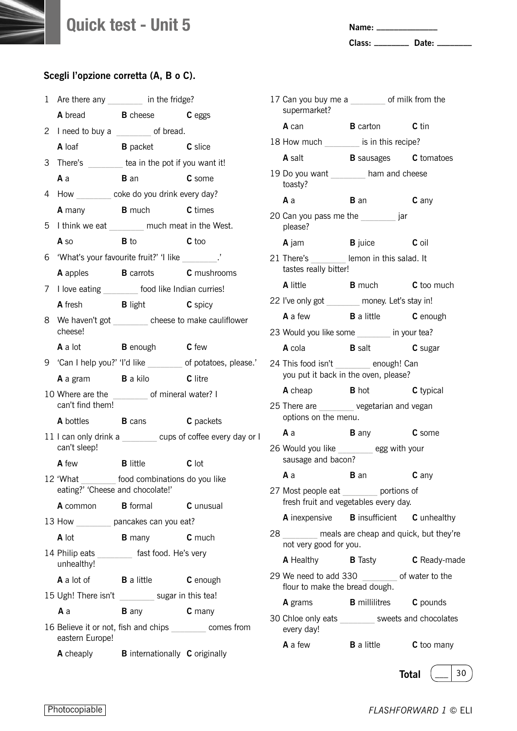# Quick test - Unit 5

Name: _______________

Class: _________ Date: _________

**Scegli l'opzione corretta (A, B o C).**

1 Are there any ________ in the fridge?
**A** bread **B** cheese **C** eggs

2 I need to buy a ________ of bread.
**A** loaf **B** packet **C** slice

3 There's ________ tea in the pot if you want it!
**A** a **B** an **C** some

4 How ________ coke do you drink every day?
**A** many **B** much **C** times

5 I think we eat ________ much meat in the West.
**A** so **B** to **C** too

6 'What's your favourite fruit?' 'I like ________.'
**A** apples **B** carrots **C** mushrooms

7 I love eating ________ food like Indian curries!
**A** fresh **B** light **C** spicy

8 We haven't got ________ cheese to make cauliflower cheese!
**A** a lot **B** enough **C** few

9 'Can I help you?' 'I'd like ________ of potatoes, please.'
**A** a gram **B** a kilo **C** litre

10 Where are the ________ of mineral water? I can't find them!
**A** bottles **B** cans **C** packets

11 I can only drink a ________ cups of coffee every day or I can't sleep!
**A** few **B** little **C** lot

12 'What ________ food combinations do you like eating?' 'Cheese and chocolate!'
**A** common **B** formal **C** unusual

13 How ________ pancakes can you eat?
**A** lot **B** many **C** much

14 Philip eats ________ fast food. He's very unhealthy!
**A** a lot of **B** a little **C** enough

15 Ugh! There isn't ________ sugar in this tea!
**A** a **B** any **C** many

16 Believe it or not, fish and chips ________ comes from eastern Europe!
**A** cheaply **B** internationally **C** originally

17 Can you buy me a ________ of milk from the supermarket?
**A** can **B** carton **C** tin

18 How much ________ is in this recipe?
**A** salt **B** sausages **C** tomatoes

19 Do you want ________ ham and cheese toasty?
**A** a **B** an **C** any

20 Can you pass me the ________ jar please?
**A** jam **B** juice **C** oil

21 There's ________ lemon in this salad. It tastes really bitter!
**A** little **B** much **C** too much

22 I've only got ________ money. Let's stay in!
**A** a few **B** a little **C** enough

23 Would you like some ________ in your tea?
**A** cola **B** salt **C** sugar

24 This food isn't ________ enough! Can you put it back in the oven, please?
**A** cheap **B** hot **C** typical

25 There are ________ vegetarian and vegan options on the menu.
**A** a **B** any **C** some

26 Would you like ________ egg with your sausage and bacon?
**A** a **B** an **C** any

27 Most people eat ________ portions of fresh fruit and vegetables every day.
**A** inexpensive **B** insufficient **C** unhealthy

28 ________ meals are cheap and quick, but they're not very good for you.
**A** Healthy **B** Tasty **C** Ready-made

29 We need to add 330 ________ of water to the flour to make the bread dough.
**A** grams **B** millilitres **C** pounds

30 Chloe only eats ________ sweets and chocolates every day!
**A** a few **B** a little **C** too many

**Total** ___ / 30

Photocopiable

*FLASHFORWARD 1* © ELI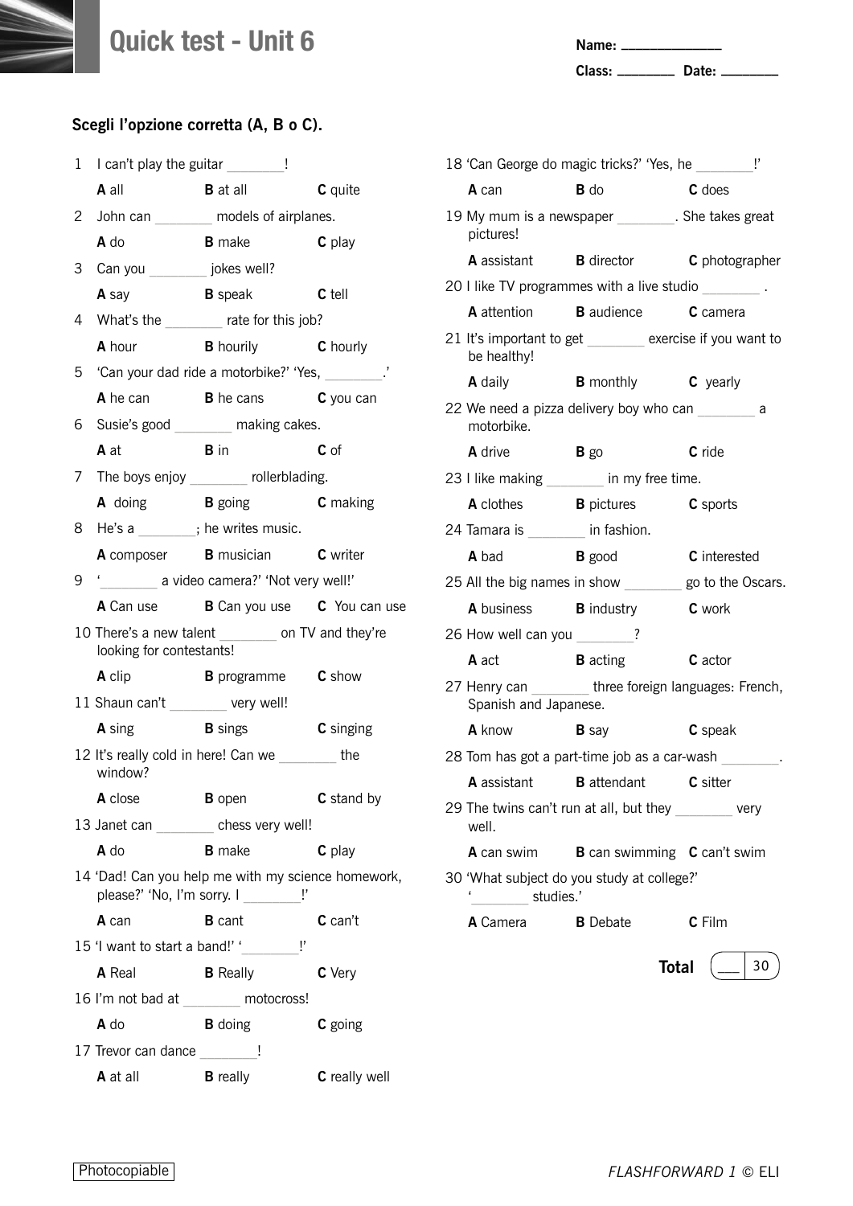# Quick test - Unit 6

Name: ______________

Class: ________ Date: ________

**Scegli l'opzione corretta (A, B o C).**

1 I can't play the guitar ________!
**A** all **B** at all **C** quite

2 John can ________ models of airplanes.
**A** do **B** make **C** play

3 Can you ________ jokes well?
**A** say **B** speak **C** tell

4 What's the ________ rate for this job?
**A** hour **B** hourily **C** hourly

5 'Can your dad ride a motorbike?' 'Yes, ________.'
**A** he can **B** he cans **C** you can

6 Susie's good ________ making cakes.
**A** at **B** in **C** of

7 The boys enjoy ________ rollerblading.
**A** doing **B** going **C** making

8 He's a ________; he writes music.
**A** composer **B** musician **C** writer

9 '________ a video camera?' 'Not very well!'
**A** Can use **B** Can you use **C** You can use

10 There's a new talent ________ on TV and they're looking for contestants!
**A** clip **B** programme **C** show

11 Shaun can't ________ very well!
**A** sing **B** sings **C** singing

12 It's really cold in here! Can we ________ the window?
**A** close **B** open **C** stand by

13 Janet can ________ chess very well!
**A** do **B** make **C** play

14 'Dad! Can you help me with my science homework, please?' 'No, I'm sorry. I ________!'
**A** can **B** cant **C** can't

15 'I want to start a band!' '________!'
**A** Real **B** Really **C** Very

16 I'm not bad at ________ motocross!
**A** do **B** doing **C** going

17 Trevor can dance ________!
**A** at all **B** really **C** really well

18 'Can George do magic tricks?' 'Yes, he ________!'
**A** can **B** do **C** does

19 My mum is a newspaper ________. She takes great pictures!
**A** assistant **B** director **C** photographer

20 I like TV programmes with a live studio ________ .
**A** attention **B** audience **C** camera

21 It's important to get ________ exercise if you want to be healthy!
**A** daily **B** monthly **C** yearly

22 We need a pizza delivery boy who can ________ a motorbike.
**A** drive **B** go **C** ride

23 I like making ________ in my free time.
**A** clothes **B** pictures **C** sports

24 Tamara is ________ in fashion.
**A** bad **B** good **C** interested

25 All the big names in show ________ go to the Oscars.
**A** business **B** industry **C** work

26 How well can you ________?
**A** act **B** acting **C** actor

27 Henry can ________ three foreign languages: French, Spanish and Japanese.
**A** know **B** say **C** speak

28 Tom has got a part-time job as a car-wash ________.
**A** assistant **B** attendant **C** sitter

29 The twins can't run at all, but they ________ very well.
**A** can swim **B** can swimming **C** can't swim

30 'What subject do you study at college?' '________ studies.'
**A** Camera **B** Debate **C** Film

**Total** ___ / 30

Photocopiable

*FLASHFORWARD 1* © ELI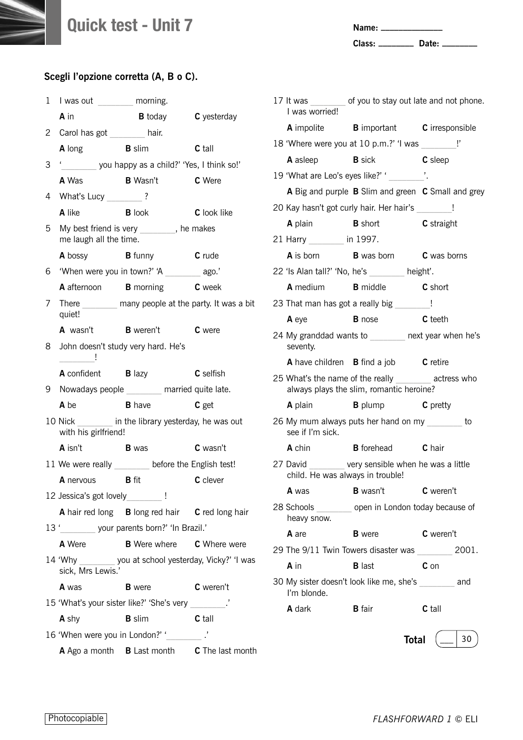# Quick test - Unit 7

Name: ______________

Class: ________ Date: ________

**Scegli l'opzione corretta (A, B o C).**

1 I was out ________ morning.
**A** in **B** today **C** yesterday

2 Carol has got ________ hair.
**A** long **B** slim **C** tall

3 '________ you happy as a child?' 'Yes, I think so!'
**A** Was **B** Wasn't **C** Were

4 What's Lucy ________ ?
**A** like **B** look **C** look like

5 My best friend is very ________, he makes me laugh all the time.
**A** bossy **B** funny **C** rude

6 'When were you in town?' 'A ________ ago.'
**A** afternoon **B** morning **C** week

7 There ________ many people at the party. It was a bit quiet!
**A** wasn't **B** weren't **C** were

8 John doesn't study very hard. He's ________!
**A** confident **B** lazy **C** selfish

9 Nowadays people ________ married quite late.
**A** be **B** have **C** get

10 Nick ________ in the library yesterday, he was out with his girlfriend!
**A** isn't **B** was **C** wasn't

11 We were really ________ before the English test!
**A** nervous **B** fit **C** clever

12 Jessica's got lovely________ !
**A** hair red long **B** long red hair **C** red long hair

13 '________ your parents born?' 'In Brazil.'
**A** Were **B** Were where **C** Where were

14 'Why ________ you at school yesterday, Vicky?' 'I was sick, Mrs Lewis.'
**A** was **B** were **C** weren't

15 'What's your sister like?' 'She's very ________.'
**A** shy **B** slim **C** tall

16 'When were you in London?' '________ .'
**A** Ago a month **B** Last month **C** The last month

17 It was ________ of you to stay out late and not phone. I was worried!
**A** impolite **B** important **C** irresponsible

18 'Where were you at 10 p.m.?' 'I was ________!'
**A** asleep **B** sick **C** sleep

19 'What are Leo's eyes like?' '________'.
**A** Big and purple **B** Slim and green **C** Small and grey

20 Kay hasn't got curly hair. Her hair's ________!
**A** plain **B** short **C** straight

21 Harry ________ in 1997.
**A** is born **B** was born **C** was borns

22 'Is Alan tall?' 'No, he's ________ height'.
**A** medium **B** middle **C** short

23 That man has got a really big ________!
**A** eye **B** nose **C** teeth

24 My granddad wants to ________ next year when he's seventy.
**A** have children **B** find a job **C** retire

25 What's the name of the really ________ actress who always plays the slim, romantic heroine?
**A** plain **B** plump **C** pretty

26 My mum always puts her hand on my ________ to see if I'm sick.
**A** chin **B** forehead **C** hair

27 David ________ very sensible when he was a little child. He was always in trouble!
**A** was **B** wasn't **C** weren't

28 Schools ________ open in London today because of heavy snow.
**A** are **B** were **C** weren't

29 The 9/11 Twin Towers disaster was ________ 2001.
**A** in **B** last **C** on

30 My sister doesn't look like me, she's ________ and I'm blonde.
**A** dark **B** fair **C** tall

**Total** ___ / 30

Photocopiable

*FLASHFORWARD 1* © ELI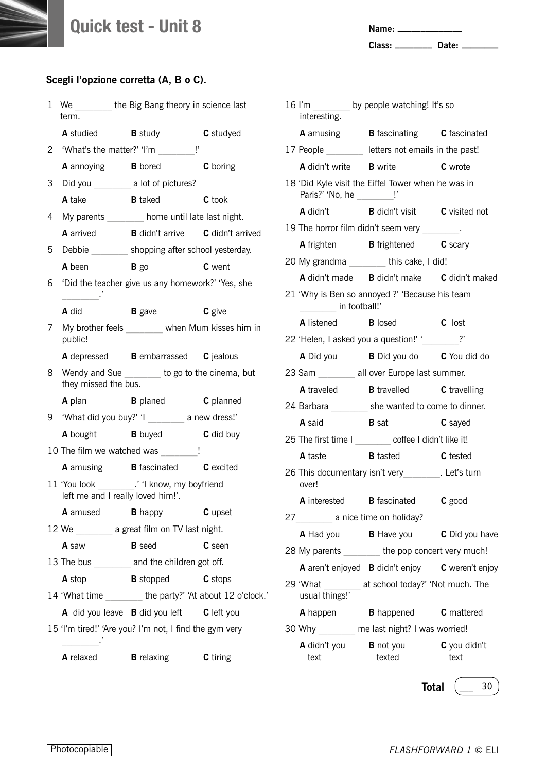# Quick test - Unit 8

Name: ______________

Class: ________ Date: ________

**Scegli l'opzione corretta (A, B o C).**

1 We ________ the Big Bang theory in science last term.
**A** studied **B** study **C** studyed

2 'What's the matter?' 'I'm ________!'
**A** annoying **B** bored **C** boring

3 Did you ________ a lot of pictures?
**A** take **B** taked **C** took

4 My parents ________ home until late last night.
**A** arrived **B** didn't arrive **C** didn't arrived

5 Debbie ________ shopping after school yesterday.
**A** been **B** go **C** went

6 'Did the teacher give us any homework?' 'Yes, she ________.'
**A** did **B** gave **C** give

7 My brother feels ________ when Mum kisses him in public!
**A** depressed **B** embarrassed **C** jealous

8 Wendy and Sue ________ to go to the cinema, but they missed the bus.
**A** plan **B** planed **C** planned

9 'What did you buy?' 'I ________ a new dress!'
**A** bought **B** buyed **C** did buy

10 The film we watched was ________!
**A** amusing **B** fascinated **C** excited

11 'You look ________.' 'I know, my boyfriend left me and I really loved him!'.
**A** amused **B** happy **C** upset

12 We ________ a great film on TV last night.
**A** saw **B** seed **C** seen

13 The bus ________ and the children got off.
**A** stop **B** stopped **C** stops

14 'What time ________ the party?' 'At about 12 o'clock.'
**A** did you leave **B** did you left **C** left you

15 'I'm tired!' 'Are you? I'm not, I find the gym very ________.'
**A** relaxed **B** relaxing **C** tiring

16 I'm ________ by people watching! It's so interesting.
**A** amusing **B** fascinating **C** fascinated

17 People ________ letters not emails in the past!
**A** didn't write **B** write **C** wrote

18 'Did Kyle visit the Eiffel Tower when he was in Paris?' 'No, he ________!'
**A** didn't **B** didn't visit **C** visited not

19 The horror film didn't seem very ________.
**A** frighten **B** frightened **C** scary

20 My grandma ________ this cake, I did!
**A** didn't made **B** didn't make **C** didn't maked

21 'Why is Ben so annoyed ?' 'Because his team ________ in football!'
**A** listened **B** losed **C** lost

22 'Helen, I asked you a question!' '________?'
**A** Did you **B** Did you do **C** You did do

23 Sam ________ all over Europe last summer.
**A** traveled **B** travelled **C** travelling

24 Barbara ________ she wanted to come to dinner.
**A** said **B** sat **C** sayed

25 The first time I ________ coffee I didn't like it!
**A** taste **B** tasted **C** tested

26 This documentary isn't very ________. Let's turn over!
**A** interested **B** fascinated **C** good

27 ________ a nice time on holiday?
**A** Had you **B** Have you **C** Did you have

28 My parents ________ the pop concert very much!
**A** aren't enjoyed **B** didn't enjoy **C** weren't enjoy

29 'What ________ at school today?' 'Not much. The usual things!'
**A** happen **B** happened **C** mattered

30 Why ________ me last night? I was worried!
**A** didn't you text **B** not you texted **C** you didn't text

**Total** ___ / 30

Photocopiable

*FLASHFORWARD 1* © ELI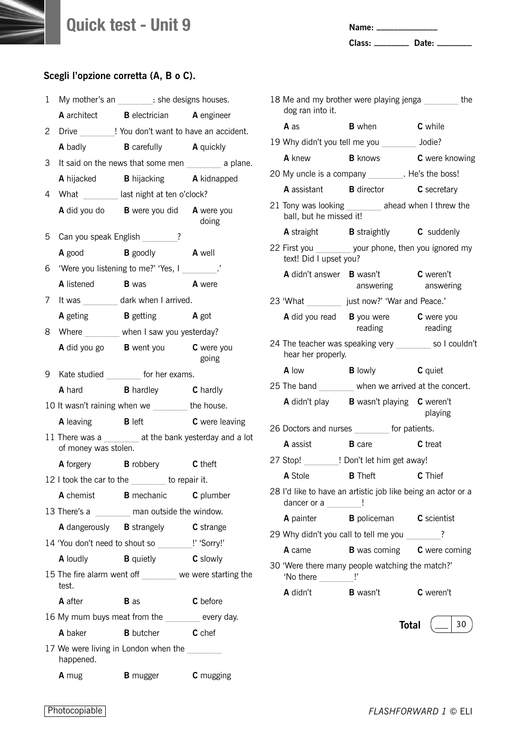# Quick test - Unit 9

Name: ______________

Class: ________ Date: ________

**Scegli l'opzione corretta (A, B o C).**

1 My mother's an ________: she designs houses.
**A** architect **B** electrician **A** engineer

2 Drive ________! You don't want to have an accident.
**A** badly **B** carefully **A** quickly

3 It said on the news that some men ________ a plane.
**A** hijacked **B** hijacking **A** kidnapped

4 What ________ last night at ten o'clock?
**A** did you do **B** were you did **A** were you doing

5 Can you speak English ________?
**A** good **B** goodly **A** well

6 'Were you listening to me?' 'Yes, I ________.'
**A** listened **B** was **A** were

7 It was ________ dark when I arrived.
**A** geting **B** getting **A** got

8 Where ________ when I saw you yesterday?
**A** did you go **B** went you **C** were you going

9 Kate studied ________ for her exams.
**A** hard **B** hardley **C** hardly

10 It wasn't raining when we ________ the house.
**A** leaving **B** left **C** were leaving

11 There was a ________ at the bank yesterday and a lot of money was stolen.
**A** forgery **B** robbery **C** theft

12 I took the car to the ________ to repair it.
**A** chemist **B** mechanic **C** plumber

13 There's a ________ man outside the window.
**A** dangerously **B** strangely **C** strange

14 'You don't need to shout so ________!' 'Sorry!'
**A** loudly **B** quietly **C** slowly

15 The fire alarm went off ________ we were starting the test.
**A** after **B** as **C** before

16 My mum buys meat from the ________ every day.
**A** baker **B** butcher **C** chef

17 We were living in London when the ________ happened.
**A** mug **B** mugger **C** mugging

18 Me and my brother were playing jenga ________ the dog ran into it.
**A** as **B** when **C** while

19 Why didn't you tell me you ________ Jodie?
**A** knew **B** knows **C** were knowing

20 My uncle is a company ________. He's the boss!
**A** assistant **B** director **C** secretary

21 Tony was looking ________ ahead when I threw the ball, but he missed it!
**A** straight **B** straightly **C** suddenly

22 First you ________ your phone, then you ignored my text! Did I upset you?
**A** didn't answer **B** wasn't answering **C** weren't answering

23 'What ________ just now?' 'War and Peace.'
**A** did you read **B** you were reading **C** were you reading

24 The teacher was speaking very ________ so I couldn't hear her properly.
**A** low **B** lowly **C** quiet

25 The band ________ when we arrived at the concert.
**A** didn't play **B** wasn't playing **C** weren't playing

26 Doctors and nurses ________ for patients.
**A** assist **B** care **C** treat

27 Stop! ________! Don't let him get away!
**A** Stole **B** Theft **C** Thief

28 I'd like to have an artistic job like being an actor or a dancer or a ________!
**A** painter **B** policeman **C** scientist

29 Why didn't you call to tell me you ________?
**A** came **B** was coming **C** were coming

30 'Were there many people watching the match?' 'No there ________!'
**A** didn't **B** wasn't **C** weren't

**Total** ___ / 30

Photocopiable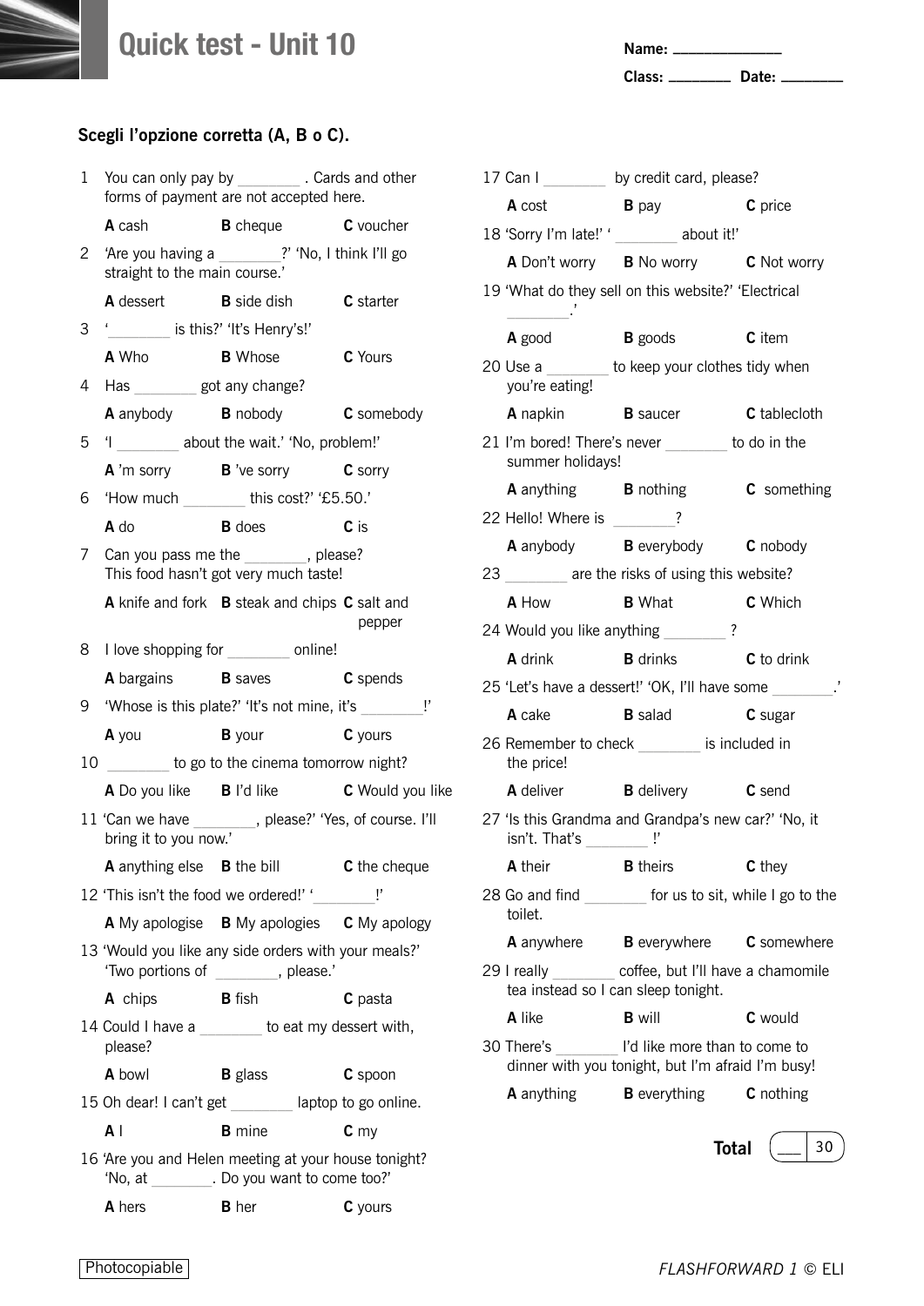# Quick test - Unit 10

**Name:** ______________

**Class:** ________ **Date:** ________

## Scegli l'opzione corretta (A, B o C).

1 You can only pay by ________ . Cards and other forms of payment are not accepted here.

**A** cash **B** cheque **C** voucher

2 'Are you having a ________?' 'No, I think I'll go straight to the main course.'

**A** dessert **B** side dish **C** starter

3 '________ is this?' 'It's Henry's!'

**A** Who **B** Whose **C** Yours

4 Has ________ got any change?

**A** anybody **B** nobody **C** somebody

5 'I ________ about the wait.' 'No, problem!'

**A** 'm sorry **B** 've sorry **C** sorry

6 'How much ________ this cost?' '£5.50.'

**A** do **B** does **C** is

7 Can you pass me the ________, please? This food hasn't got very much taste!

**A** knife and fork **B** steak and chips **C** salt and pepper

8 I love shopping for ________ online!

**A** bargains **B** saves **C** spends

9 'Whose is this plate?' 'It's not mine, it's ________!'

**A** you **B** your **C** yours

10 ________ to go to the cinema tomorrow night?

**A** Do you like **B** I'd like **C** Would you like

11 'Can we have ________, please?' 'Yes, of course. I'll bring it to you now.'

**A** anything else **B** the bill **C** the cheque

12 'This isn't the food we ordered!' '________!'

**A** My apologise **B** My apologies **C** My apology

13 'Would you like any side orders with your meals?' 'Two portions of ________, please.'

**A** chips **B** fish **C** pasta

14 Could I have a ________ to eat my dessert with, please?

**A** bowl **B** glass **C** spoon

15 Oh dear! I can't get ________ laptop to go online.

**A** I **B** mine **C** my

16 'Are you and Helen meeting at your house tonight?' 'No, at ________. Do you want to come too?'

**A** hers **B** her **C** yours

17 Can I ________ by credit card, please?

**A** cost **B** pay **C** price

18 'Sorry I'm late!' '________ about it!'

**A** Don't worry **B** No worry **C** Not worry

19 'What do they sell on this website?' 'Electrical ________.'

**A** good **B** goods **C** item

20 Use a ________ to keep your clothes tidy when you're eating!

**A** napkin **B** saucer **C** tablecloth

21 I'm bored! There's never ________ to do in the summer holidays!

**A** anything **B** nothing **C** something

22 Hello! Where is ________?

**A** anybody **B** everybody **C** nobody

23 ________ are the risks of using this website?

**A** How **B** What **C** Which

24 Would you like anything ________ ?

**A** drink **B** drinks **C** to drink

25 'Let's have a dessert!' 'OK, I'll have some ________.'

**A** cake **B** salad **C** sugar

26 Remember to check ________ is included in the price!

**A** deliver **B** delivery **C** send

27 'Is this Grandma and Grandpa's new car?' 'No, it isn't. That's ________!'

**A** their **B** theirs **C** they

28 Go and find ________ for us to sit, while I go to the toilet.

**A** anywhere **B** everywhere **C** somewhere

29 I really ________ coffee, but I'll have a chamomile tea instead so I can sleep tonight.

**A** like **B** will **C** would

30 There's ________ I'd like more than to come to dinner with you tonight, but I'm afraid I'm busy!

**A** anything **B** everything **C** nothing

**Total** ___ / 30

Photocopiable

*FLASHFORWARD 1* © ELI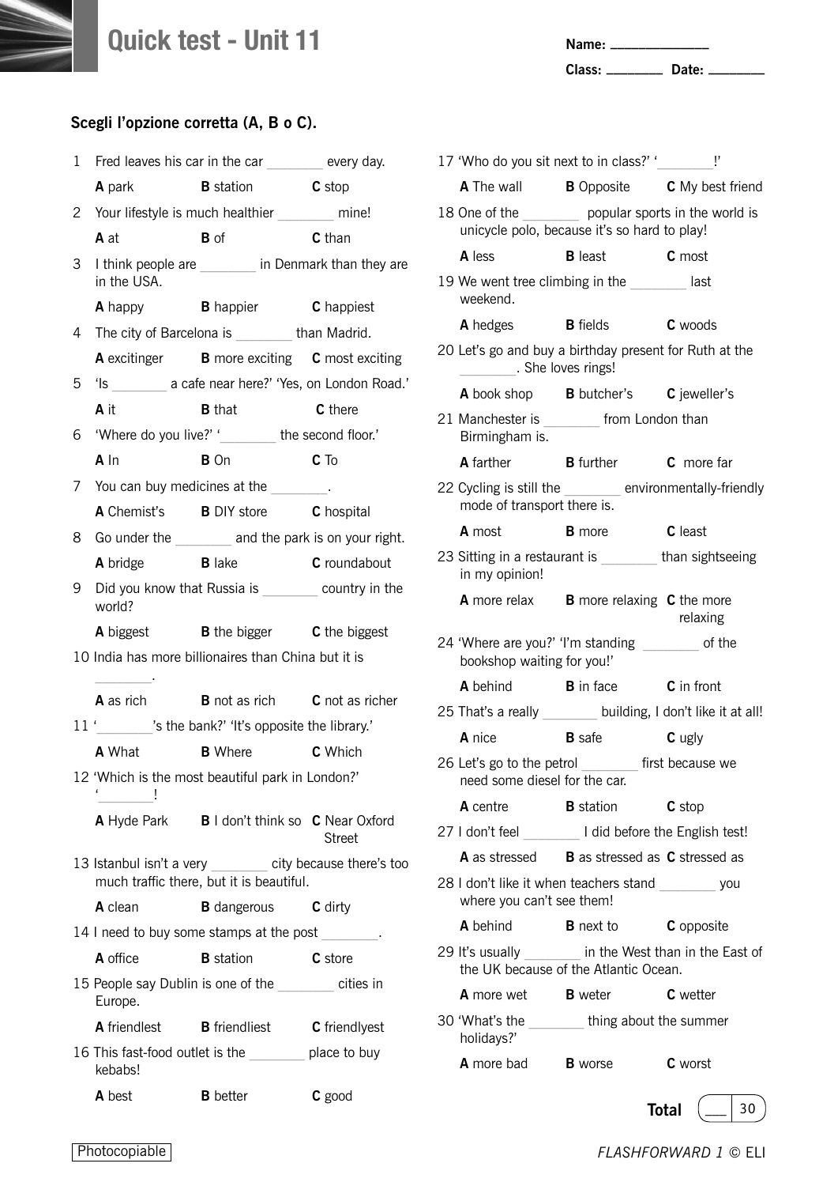# Quick test - Unit 11

Name: _______________

Class: _________ Date: _________

**Scegli l'opzione corretta (A, B o C).**

1 Fred leaves his car in the car ________ every day.

**A** park **B** station **C** stop

2 Your lifestyle is much healthier ________ mine!

**A** at **B** of **C** than

3 I think people are ________ in Denmark than they are in the USA.

**A** happy **B** happier **C** happiest

4 The city of Barcelona is ________ than Madrid.

**A** excitinger **B** more exciting **C** most exciting

5 'Is ________ a cafe near here?' 'Yes, on London Road.'

**A** it **B** that **C** there

6 'Where do you live?' '________ the second floor.'

**A** In **B** On **C** To

7 You can buy medicines at the ________.

**A** Chemist's **B** DIY store **C** hospital

8 Go under the ________ and the park is on your right.

**A** bridge **B** lake **C** roundabout

9 Did you know that Russia is ________ country in the world?

**A** biggest **B** the bigger **C** the biggest

10 India has more billionaires than China but it is ________.

**A** as rich **B** not as rich **C** not as richer

11 '________'s the bank?' 'It's opposite the library.'

**A** What **B** Where **C** Which

12 'Which is the most beautiful park in London?' '________!

**A** Hyde Park **B** I don't think so **C** Near Oxford Street

13 Istanbul isn't a very ________ city because there's too much traffic there, but it is beautiful.

**A** clean **B** dangerous **C** dirty

14 I need to buy some stamps at the post ________.

**A** office **B** station **C** store

15 People say Dublin is one of the ________ cities in Europe.

**A** friendlest **B** friendliest **C** friendlyest

16 This fast-food outlet is the ________ place to buy kebabs!

**A** best **B** better **C** good

17 'Who do you sit next to in class?' '________!'

**A** The wall **B** Opposite **C** My best friend

18 One of the ________ popular sports in the world is unicycle polo, because it's so hard to play!

**A** less **B** least **C** most

19 We went tree climbing in the ________ last weekend.

**A** hedges **B** fields **C** woods

20 Let's go and buy a birthday present for Ruth at the ________. She loves rings!

**A** book shop **B** butcher's **C** jeweller's

21 Manchester is ________ from London than Birmingham is.

**A** farther **B** further **C** more far

22 Cycling is still the ________ environmentally-friendly mode of transport there is.

**A** most **B** more **C** least

23 Sitting in a restaurant is ________ than sightseeing in my opinion!

**A** more relax **B** more relaxing **C** the more relaxing

24 'Where are you?' 'I'm standing ________ of the bookshop waiting for you!'

**A** behind **B** in face **C** in front

25 That's a really ________ building, I don't like it at all!

**A** nice **B** safe **C** ugly

26 Let's go to the petrol ________ first because we need some diesel for the car.

**A** centre **B** station **C** stop

27 I don't feel ________ I did before the English test!

**A** as stressed **B** as stressed as **C** stressed as

28 I don't like it when teachers stand ________ you where you can't see them!

**A** behind **B** next to **C** opposite

29 It's usually ________ in the West than in the East of the UK because of the Atlantic Ocean.

**A** more wet **B** weter **C** wetter

30 'What's the ________ thing about the summer holidays?'

**A** more bad **B** worse **C** worst

**Total** ___ / 30

Photocopiable

*FLASHFORWARD 1* © ELI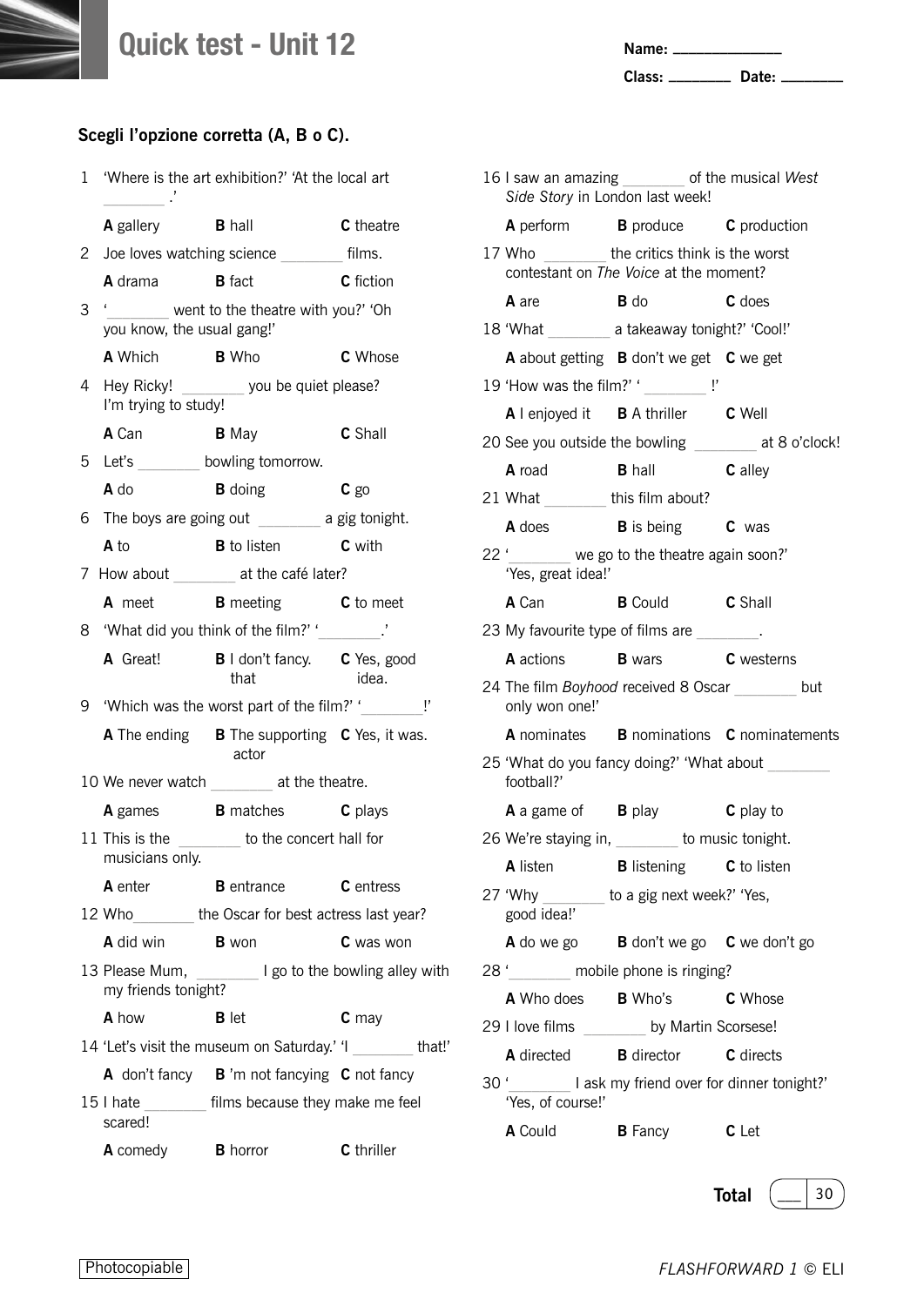# Quick test - Unit 12

Name: ______________

Class: ________ Date: ________

## Scegli l'opzione corretta (A, B o C).

1 'Where is the art exhibition?' 'At the local art ________.'

**A** gallery **B** hall **C** theatre

2 Joe loves watching science ________ films.

**A** drama **B** fact **C** fiction

3 '________ went to the theatre with you?' 'Oh you know, the usual gang!'

**A** Which **B** Who **C** Whose

4 Hey Ricky! ________ you be quiet please? I'm trying to study!

**A** Can **B** May **C** Shall

5 Let's ________ bowling tomorrow.

**A** do **B** doing **C** go

6 The boys are going out ________ a gig tonight.

**A** to **B** to listen **C** with

7 How about ________ at the café later?

**A** meet **B** meeting **C** to meet

8 'What did you think of the film?' '________.'

**A** Great! **B** I don't fancy. that **C** Yes, good idea.

9 'Which was the worst part of the film?' '________!'

**A** The ending **B** The supporting actor **C** Yes, it was.

10 We never watch ________ at the theatre.

**A** games **B** matches **C** plays

11 This is the ________ to the concert hall for musicians only.

**A** enter **B** entrance **C** entress

12 Who________ the Oscar for best actress last year?

**A** did win **B** won **C** was won

13 Please Mum, ________ I go to the bowling alley with my friends tonight?

**A** how **B** let **C** may

14 'Let's visit the museum on Saturday.' 'I ________ that!'

**A** don't fancy **B** 'm not fancying **C** not fancy

15 I hate ________ films because they make me feel scared!

**A** comedy **B** horror **C** thriller

16 I saw an amazing ________ of the musical *West Side Story* in London last week!

**A** perform **B** produce **C** production

17 Who ________ the critics think is the worst contestant on *The Voice* at the moment?

**A** are **B** do **C** does

18 'What ________ a takeaway tonight?' 'Cool!'

**A** about getting **B** don't we get **C** we get

19 'How was the film?' '________!'

**A** I enjoyed it **B** A thriller **C** Well

20 See you outside the bowling ________ at 8 o'clock!

**A** road **B** hall **C** alley

21 What ________ this film about?

**A** does **B** is being **C** was

22 '________ we go to the theatre again soon?' 'Yes, great idea!'

**A** Can **B** Could **C** Shall

23 My favourite type of films are ________.

**A** actions **B** wars **C** westerns

24 The film *Boyhood* received 8 Oscar ________ but only won one!'

**A** nominates **B** nominations **C** nominatements

25 'What do you fancy doing?' 'What about ________ football?'

**A** a game of **B** play **C** play to

26 We're staying in, ________ to music tonight.

**A** listen **B** listening **C** to listen

27 'Why ________ to a gig next week?' 'Yes, good idea!'

**A** do we go **B** don't we go **C** we don't go

28 '________ mobile phone is ringing?

**A** Who does **B** Who's **C** Whose

29 I love films ________ by Martin Scorsese!

**A** directed **B** director **C** directs

30 '________ I ask my friend over for dinner tonight?' 'Yes, of course!'

**A** Could **B** Fancy **C** Let

**Total** ___ / 30

Photocopiable

*FLASHFORWARD 1* © ELI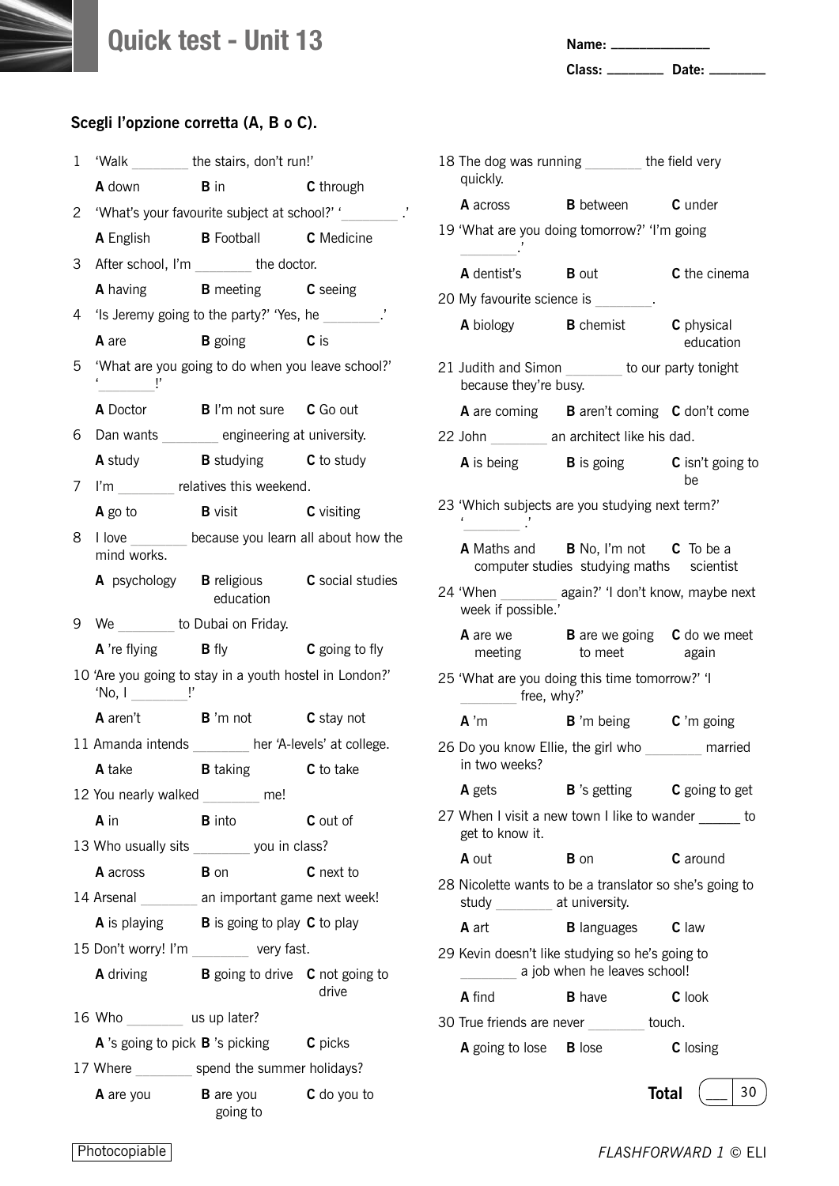# Quick test - Unit 13

Name: ______________

Class: ________ Date: ________

**Scegli l'opzione corretta (A, B o C).**

1 'Walk ________ the stairs, don't run!'

**A** down **B** in **C** through

2 'What's your favourite subject at school?' '________ .'

**A** English **B** Football **C** Medicine

3 After school, I'm ________ the doctor.

**A** having **B** meeting **C** seeing

4 'Is Jeremy going to the party?' 'Yes, he ________.'

**A** are **B** going **C** is

5 'What are you going to do when you leave school?' '________!'

**A** Doctor **B** I'm not sure **C** Go out

6 Dan wants ________ engineering at university.

**A** study **B** studying **C** to study

7 I'm ________ relatives this weekend.

**A** go to **B** visit **C** visiting

8 I love ________ because you learn all about how the mind works.

**A** psychology **B** religious education **C** social studies

9 We ________ to Dubai on Friday.

**A** 're flying **B** fly **C** going to fly

10 'Are you going to stay in a youth hostel in London?' 'No, I ________!'

**A** aren't **B** 'm not **C** stay not

11 Amanda intends ________ her 'A-levels' at college.

**A** take **B** taking **C** to take

12 You nearly walked ________ me!

**A** in **B** into **C** out of

13 Who usually sits ________ you in class?

**A** across **B** on **C** next to

14 Arsenal ________ an important game next week!

**A** is playing **B** is going to play **C** to play

15 Don't worry! I'm ________ very fast.

**A** driving **B** going to drive **C** not going to drive

16 Who ________ us up later?

**A** 's going to pick **B** 's picking **C** picks

17 Where ________ spend the summer holidays?

**A** are you **B** are you going to **C** do you to

18 The dog was running ________ the field very quickly.

**A** across **B** between **C** under

19 'What are you doing tomorrow?' 'I'm going ________.'

**A** dentist's **B** out **C** the cinema

20 My favourite science is ________.

**A** biology **B** chemist **C** physical education

21 Judith and Simon ________ to our party tonight because they're busy.

**A** are coming **B** aren't coming **C** don't come

22 John ________ an architect like his dad.

**A** is being **B** is going **C** isn't going to be

23 'Which subjects are you studying next term?' '________ .'

**A** Maths and computer studies **B** No, I'm not studying maths **C** To be a scientist

24 'When ________ again?' 'I don't know, maybe next week if possible.'

**A** are we meeting **B** are we going to meet **C** do we meet again

25 'What are you doing this time tomorrow?' 'I ________ free, why?'

**A** 'm **B** 'm being **C** 'm going

26 Do you know Ellie, the girl who ________ married in two weeks?

**A** gets **B** 's getting **C** going to get

27 When I visit a new town I like to wander ______ to get to know it.

**A** out **B** on **C** around

28 Nicolette wants to be a translator so she's going to study ________ at university.

**A** art **B** languages **C** law

29 Kevin doesn't like studying so he's going to ________ a job when he leaves school!

**A** find **B** have **C** look

30 True friends are never ________ touch.

**A** going to lose **B** lose **C** losing

**Total** ___ / 30

Photocopiable

*FLASHFORWARD 1* © ELI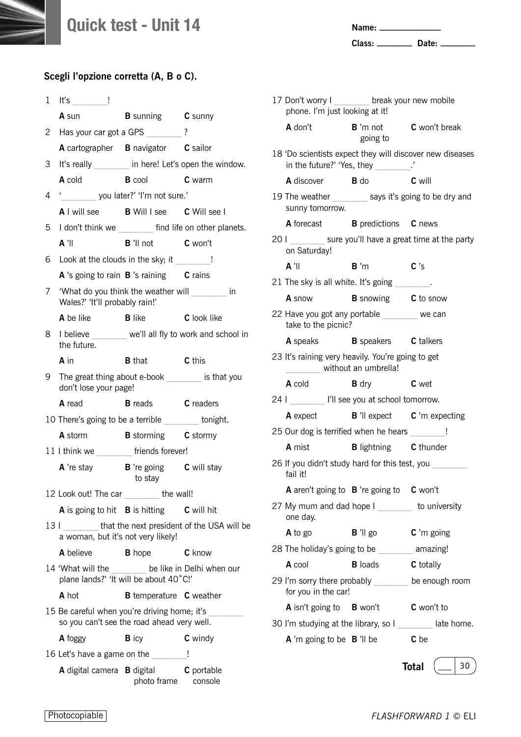# Quick test - Unit 14

Name: ______________

Class: ________ Date: ________

## Scegli l'opzione corretta (A, B o C).

1 It's ________!

**A** sun **B** sunning **C** sunny

2 Has your car got a GPS ________ ?

**A** cartographer **B** navigator **C** sailor

3 It's really ________ in here! Let's open the window.

**A** cold **B** cool **C** warm

4 '________ you later?' 'I'm not sure.'

**A** I will see **B** Will I see **C** Will see I

5 I don't think we ________ find life on other planets.

**A** 'll **B** 'll not **C** won't

6 Look at the clouds in the sky; it ________!

**A** 's going to rain **B** 's raining **C** rains

7 'What do you think the weather will ________ in Wales?' 'It'll probably rain!'

**A** be like **B** like **C** look like

8 I believe ________ we'll all fly to work and school in the future.

**A** in **B** that **C** this

9 The great thing about e-book ________ is that you don't lose your page!

**A** read **B** reads **C** readers

10 There's going to be a terrible ________ tonight.

**A** storm **B** storming **C** stormy

11 I think we ________ friends forever!

**A** 're stay **B** 're going to stay **C** will stay

12 Look out! The car ________ the wall!

**A** is going to hit **B** is hitting **C** will hit

13 I ________ that the next president of the USA will be a woman, but it's not very likely!

**A** believe **B** hope **C** know

14 'What will the ________ be like in Delhi when our plane lands?' 'It will be about 40°C!'

**A** hot **B** temperature **C** weather

15 Be careful when you're driving home; it's ________ so you can't see the road ahead very well.

**A** foggy **B** icy **C** windy

16 Let's have a game on the ________!

**A** digital camera **B** digital photo frame **C** portable console

17 Don't worry I ________ break your new mobile phone. I'm just looking at it!

**A** don't **B** 'm not going to **C** won't break

18 'Do scientists expect they will discover new diseases in the future?' 'Yes, they ________.'

**A** discover **B** do **C** will

19 The weather ________ says it's going to be dry and sunny tomorrow.

**A** forecast **B** predictions **C** news

20 I ________ sure you'll have a great time at the party on Saturday!

**A** 'll **B** 'm **C** 's

21 The sky is all white. It's going ________.

**A** snow **B** snowing **C** to snow

22 Have you got any portable ________ we can take to the picnic?

**A** speaks **B** speakers **C** talkers

23 It's raining very heavily. You're going to get ________ without an umbrella!

**A** cold **B** dry **C** wet

24 I ________ I'll see you at school tomorrow.

**A** expect **B** 'll expect **C** 'm expecting

25 Our dog is terrified when he hears ________!

**A** mist **B** lightning **C** thunder

26 If you didn't study hard for this test, you ________ fail it!

**A** aren't going to **B** 're going to **C** won't

27 My mum and dad hope I ________ to university one day.

**A** to go **B** 'll go **C** 'm going

28 The holiday's going to be ________ amazing!

**A** cool **B** loads **C** totally

29 I'm sorry there probably ________ be enough room for you in the car!

**A** isn't going to **B** won't **C** won't to

30 I'm studying at the library, so I ________ late home.

**A** 'm going to be **B** 'll be **C** be

**Total** ___ / 30

Photocopiable

*FLASHFORWARD 1* © ELI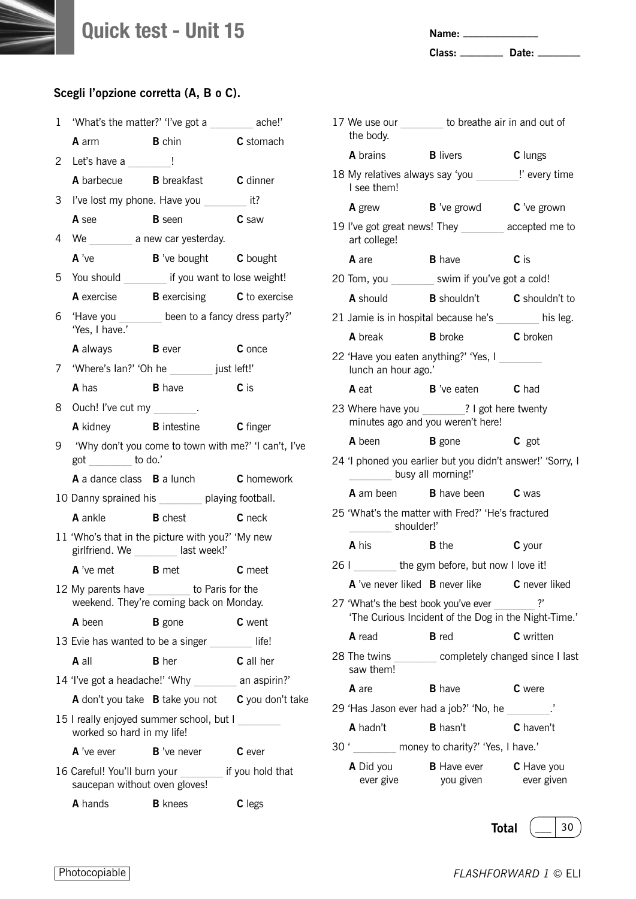# Quick test - Unit 15

Name: ______________

Class: ________ Date: ________

**Scegli l'opzione corretta (A, B o C).**

1 'What's the matter?' 'I've got a ________ ache!'
**A** arm **B** chin **C** stomach

2 Let's have a ________!
**A** barbecue **B** breakfast **C** dinner

3 I've lost my phone. Have you ________ it?
**A** see **B** seen **C** saw

4 We ________ a new car yesterday.
**A** 've **B** 've bought **C** bought

5 You should ________ if you want to lose weight!
**A** exercise **B** exercising **C** to exercise

6 'Have you ________ been to a fancy dress party?' 'Yes, I have.'
**A** always **B** ever **C** once

7 'Where's Ian?' 'Oh he ________ just left!'
**A** has **B** have **C** is

8 Ouch! I've cut my ________.
**A** kidney **B** intestine **C** finger

9 'Why don't you come to town with me?' 'I can't, I've got ________ to do.'
**A** a dance class **B** a lunch **C** homework

10 Danny sprained his ________ playing football.
**A** ankle **B** chest **C** neck

11 'Who's that in the picture with you?' 'My new girlfriend. We ________ last week!'
**A** 've met **B** met **C** meet

12 My parents have ________ to Paris for the weekend. They're coming back on Monday.
**A** been **B** gone **C** went

13 Evie has wanted to be a singer ________ life!
**A** all **B** her **C** all her

14 'I've got a headache!' 'Why ________ an aspirin?'
**A** don't you take **B** take you not **C** you don't take

15 I really enjoyed summer school, but I ________ worked so hard in my life!
**A** 've ever **B** 've never **C** ever

16 Careful! You'll burn your ________ if you hold that saucepan without oven gloves!
**A** hands **B** knees **C** legs

17 We use our ________ to breathe air in and out of the body.
**A** brains **B** livers **C** lungs

18 My relatives always say 'you ________!' every time I see them!
**A** grew **B** 've growd **C** 've grown

19 I've got great news! They ________ accepted me to art college!
**A** are **B** have **C** is

20 Tom, you ________ swim if you've got a cold!
**A** should **B** shouldn't **C** shouldn't to

21 Jamie is in hospital because he's ________ his leg.
**A** break **B** broke **C** broken

22 'Have you eaten anything?' 'Yes, I ________ lunch an hour ago.'
**A** eat **B** 've eaten **C** had

23 Where have you ________? I got here twenty minutes ago and you weren't here!
**A** been **B** gone **C** got

24 'I phoned you earlier but you didn't answer!' 'Sorry, I ________ busy all morning!'
**A** am been **B** have been **C** was

25 'What's the matter with Fred?' 'He's fractured ________ shoulder!'
**A** his **B** the **C** your

26 I ________ the gym before, but now I love it!
**A** 've never liked **B** never like **C** never liked

27 'What's the best book you've ever ________?' 'The Curious Incident of the Dog in the Night-Time.'
**A** read **B** red **C** written

28 The twins ________ completely changed since I last saw them!
**A** are **B** have **C** were

29 'Has Jason ever had a job?' 'No, he ________.'
**A** hadn't **B** hasn't **C** haven't

30 '________ money to charity?' 'Yes, I have.'
**A** Did you ever give **B** Have ever you given **C** Have you ever given

**Total** ___ / 30

Photocopiable

*FLASHFORWARD 1* © ELI